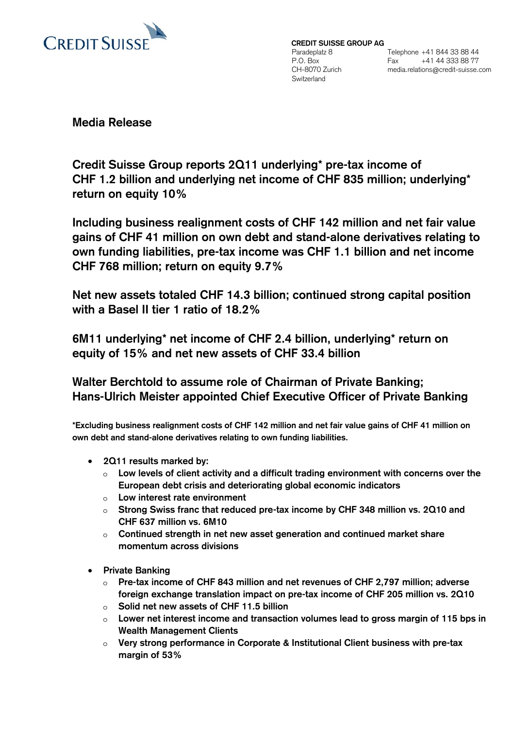CREDIT SUISSE

**CREDIT SUISSE GROUP AG**
Paradeplatz 8
P.O. Box
CH-8070 Zurich
Switzerland

Telephone +41 844 33 88 44
Fax +41 44 333 88 77
media.relations@credit-suisse.com

## Media Release

## Credit Suisse Group reports 2Q11 underlying* pre-tax income of CHF 1.2 billion and underlying net income of CHF 835 million; underlying* return on equity 10%

## Including business realignment costs of CHF 142 million and net fair value gains of CHF 41 million on own debt and stand-alone derivatives relating to own funding liabilities, pre-tax income was CHF 1.1 billion and net income CHF 768 million; return on equity 9.7%

## Net new assets totaled CHF 14.3 billion; continued strong capital position with a Basel II tier 1 ratio of 18.2%

## 6M11 underlying* net income of CHF 2.4 billion, underlying* return on equity of 15% and net new assets of CHF 33.4 billion

## Walter Berchtold to assume role of Chairman of Private Banking; Hans-Ulrich Meister appointed Chief Executive Officer of Private Banking

**\*Excluding business realignment costs of CHF 142 million and net fair value gains of CHF 41 million on own debt and stand-alone derivatives relating to own funding liabilities.**

- **2Q11 results marked by:**
  - **Low levels of client activity and a difficult trading environment with concerns over the European debt crisis and deteriorating global economic indicators**
  - **Low interest rate environment**
  - **Strong Swiss franc that reduced pre-tax income by CHF 348 million vs. 2Q10 and CHF 637 million vs. 6M10**
  - **Continued strength in net new asset generation and continued market share momentum across divisions**
- **Private Banking**
  - **Pre-tax income of CHF 843 million and net revenues of CHF 2,797 million; adverse foreign exchange translation impact on pre-tax income of CHF 205 million vs. 2Q10**
  - **Solid net new assets of CHF 11.5 billion**
  - **Lower net interest income and transaction volumes lead to gross margin of 115 bps in Wealth Management Clients**
  - **Very strong performance in Corporate & Institutional Client business with pre-tax margin of 53%**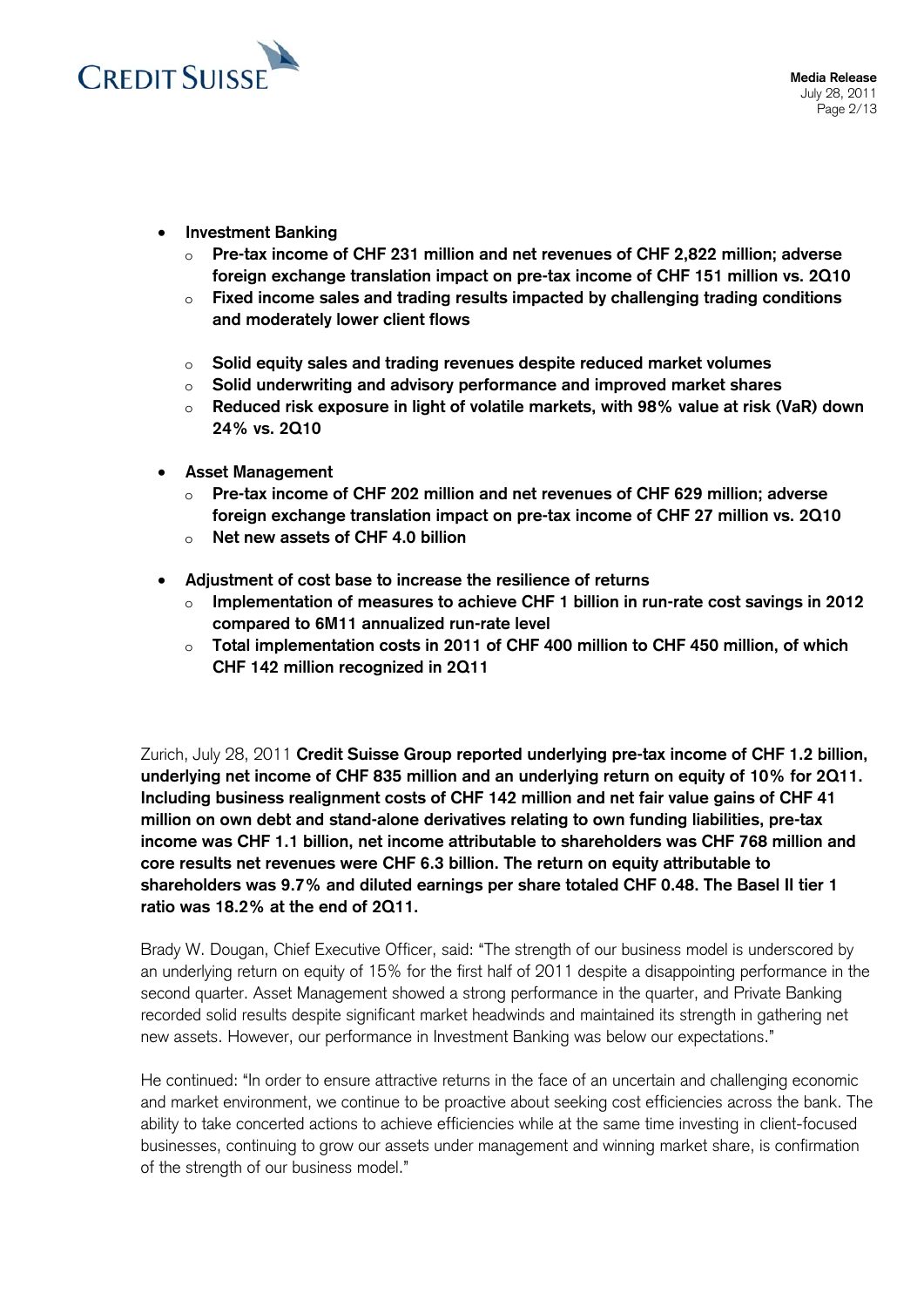- **Investment Banking**
  - **Pre-tax income of CHF 231 million and net revenues of CHF 2,822 million; adverse foreign exchange translation impact on pre-tax income of CHF 151 million vs. 2Q10**
  - **Fixed income sales and trading results impacted by challenging trading conditions and moderately lower client flows**
  - **Solid equity sales and trading revenues despite reduced market volumes**
  - **Solid underwriting and advisory performance and improved market shares**
  - **Reduced risk exposure in light of volatile markets, with 98% value at risk (VaR) down 24% vs. 2Q10**
- **Asset Management**
  - **Pre-tax income of CHF 202 million and net revenues of CHF 629 million; adverse foreign exchange translation impact on pre-tax income of CHF 27 million vs. 2Q10**
  - **Net new assets of CHF 4.0 billion**
- **Adjustment of cost base to increase the resilience of returns**
  - **Implementation of measures to achieve CHF 1 billion in run-rate cost savings in 2012 compared to 6M11 annualized run-rate level**
  - **Total implementation costs in 2011 of CHF 400 million to CHF 450 million, of which CHF 142 million recognized in 2Q11**

Zurich, July 28, 2011 **Credit Suisse Group reported underlying pre-tax income of CHF 1.2 billion, underlying net income of CHF 835 million and an underlying return on equity of 10% for 2Q11. Including business realignment costs of CHF 142 million and net fair value gains of CHF 41 million on own debt and stand-alone derivatives relating to own funding liabilities, pre-tax income was CHF 1.1 billion, net income attributable to shareholders was CHF 768 million and core results net revenues were CHF 6.3 billion. The return on equity attributable to shareholders was 9.7% and diluted earnings per share totaled CHF 0.48. The Basel II tier 1 ratio was 18.2% at the end of 2Q11.**

Brady W. Dougan, Chief Executive Officer, said: "The strength of our business model is underscored by an underlying return on equity of 15% for the first half of 2011 despite a disappointing performance in the second quarter. Asset Management showed a strong performance in the quarter, and Private Banking recorded solid results despite significant market headwinds and maintained its strength in gathering net new assets. However, our performance in Investment Banking was below our expectations."

He continued: "In order to ensure attractive returns in the face of an uncertain and challenging economic and market environment, we continue to be proactive about seeking cost efficiencies across the bank. The ability to take concerted actions to achieve efficiencies while at the same time investing in client-focused businesses, continuing to grow our assets under management and winning market share, is confirmation of the strength of our business model."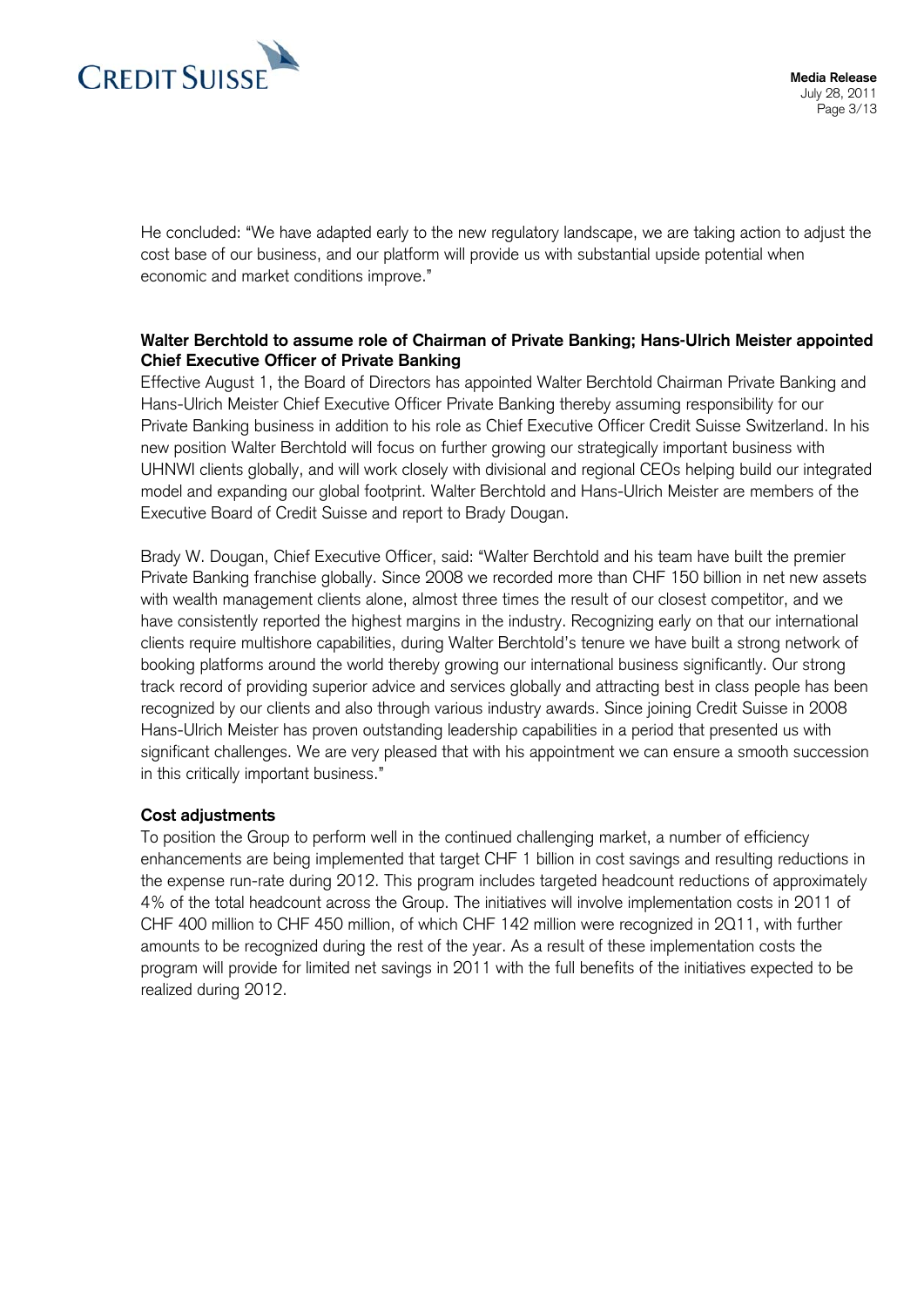He concluded: "We have adapted early to the new regulatory landscape, we are taking action to adjust the cost base of our business, and our platform will provide us with substantial upside potential when economic and market conditions improve."

**Walter Berchtold to assume role of Chairman of Private Banking; Hans-Ulrich Meister appointed Chief Executive Officer of Private Banking**

Effective August 1, the Board of Directors has appointed Walter Berchtold Chairman Private Banking and Hans-Ulrich Meister Chief Executive Officer Private Banking thereby assuming responsibility for our Private Banking business in addition to his role as Chief Executive Officer Credit Suisse Switzerland. In his new position Walter Berchtold will focus on further growing our strategically important business with UHNWI clients globally, and will work closely with divisional and regional CEOs helping build our integrated model and expanding our global footprint. Walter Berchtold and Hans-Ulrich Meister are members of the Executive Board of Credit Suisse and report to Brady Dougan.

Brady W. Dougan, Chief Executive Officer, said: "Walter Berchtold and his team have built the premier Private Banking franchise globally. Since 2008 we recorded more than CHF 150 billion in net new assets with wealth management clients alone, almost three times the result of our closest competitor, and we have consistently reported the highest margins in the industry. Recognizing early on that our international clients require multishore capabilities, during Walter Berchtold's tenure we have built a strong network of booking platforms around the world thereby growing our international business significantly. Our strong track record of providing superior advice and services globally and attracting best in class people has been recognized by our clients and also through various industry awards. Since joining Credit Suisse in 2008 Hans-Ulrich Meister has proven outstanding leadership capabilities in a period that presented us with significant challenges. We are very pleased that with his appointment we can ensure a smooth succession in this critically important business."

**Cost adjustments**

To position the Group to perform well in the continued challenging market, a number of efficiency enhancements are being implemented that target CHF 1 billion in cost savings and resulting reductions in the expense run-rate during 2012. This program includes targeted headcount reductions of approximately 4% of the total headcount across the Group. The initiatives will involve implementation costs in 2011 of CHF 400 million to CHF 450 million, of which CHF 142 million were recognized in 2Q11, with further amounts to be recognized during the rest of the year. As a result of these implementation costs the program will provide for limited net savings in 2011 with the full benefits of the initiatives expected to be realized during 2012.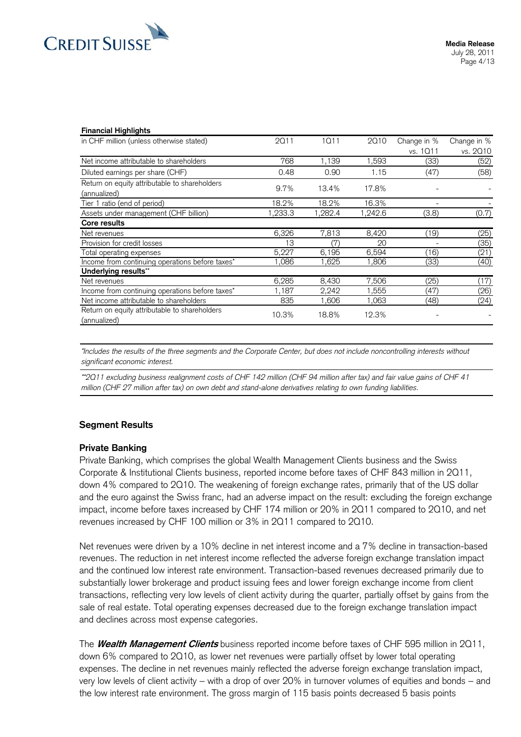**Financial Highlights**

| in CHF million (unless otherwise stated) | 2Q11 | 1Q11 | 2Q10 | Change in % vs. 1Q11 | Change in % vs. 2Q10 |
|---|---|---|---|---|---|
| Net income attributable to shareholders | 768 | 1,139 | 1,593 | (33) | (52) |
| Diluted earnings per share (CHF) | 0.48 | 0.90 | 1.15 | (47) | (58) |
| Return on equity attributable to shareholders (annualized) | 9.7% | 13.4% | 17.8% | - | - |
| Tier 1 ratio (end of period) | 18.2% | 18.2% | 16.3% | - | - |
| Assets under management (CHF billion) | 1,233.3 | 1,282.4 | 1,242.6 | (3.8) | (0.7) |
| **Core results** | | | | | |
| Net revenues | 6,326 | 7,813 | 8,420 | (19) | (25) |
| Provision for credit losses | 13 | (7) | 20 | - | (35) |
| Total operating expenses | 5,227 | 6,195 | 6,594 | (16) | (21) |
| Income from continuing operations before taxes* | 1,086 | 1,625 | 1,806 | (33) | (40) |
| **Underlying results**** | | | | | |
| Net revenues | 6,285 | 8,430 | 7,506 | (25) | (17) |
| Income from continuing operations before taxes* | 1,187 | 2,242 | 1,555 | (47) | (26) |
| Net income attributable to shareholders | 835 | 1,606 | 1,063 | (48) | (24) |
| Return on equity attributable to shareholders (annualized) | 10.3% | 18.8% | 12.3% | - | - |

*\*Includes the results of the three segments and the Corporate Center, but does not include noncontrolling interests without significant economic interest.*

*\*\*2Q11 excluding business realignment costs of CHF 142 million (CHF 94 million after tax) and fair value gains of CHF 41 million (CHF 27 million after tax) on own debt and stand-alone derivatives relating to own funding liabilities.*

## Segment Results

### Private Banking

Private Banking, which comprises the global Wealth Management Clients business and the Swiss Corporate & Institutional Clients business, reported income before taxes of CHF 843 million in 2Q11, down 4% compared to 2Q10. The weakening of foreign exchange rates, primarily that of the US dollar and the euro against the Swiss franc, had an adverse impact on the result: excluding the foreign exchange impact, income before taxes increased by CHF 174 million or 20% in 2Q11 compared to 2Q10, and net revenues increased by CHF 100 million or 3% in 2Q11 compared to 2Q10.

Net revenues were driven by a 10% decline in net interest income and a 7% decline in transaction-based revenues. The reduction in net interest income reflected the adverse foreign exchange translation impact and the continued low interest rate environment. Transaction-based revenues decreased primarily due to substantially lower brokerage and product issuing fees and lower foreign exchange income from client transactions, reflecting very low levels of client activity during the quarter, partially offset by gains from the sale of real estate. Total operating expenses decreased due to the foreign exchange translation impact and declines across most expense categories.

The ***Wealth Management Clients*** business reported income before taxes of CHF 595 million in 2Q11, down 6% compared to 2Q10, as lower net revenues were partially offset by lower total operating expenses. The decline in net revenues mainly reflected the adverse foreign exchange translation impact, very low levels of client activity – with a drop of over 20% in turnover volumes of equities and bonds – and the low interest rate environment. The gross margin of 115 basis points decreased 5 basis points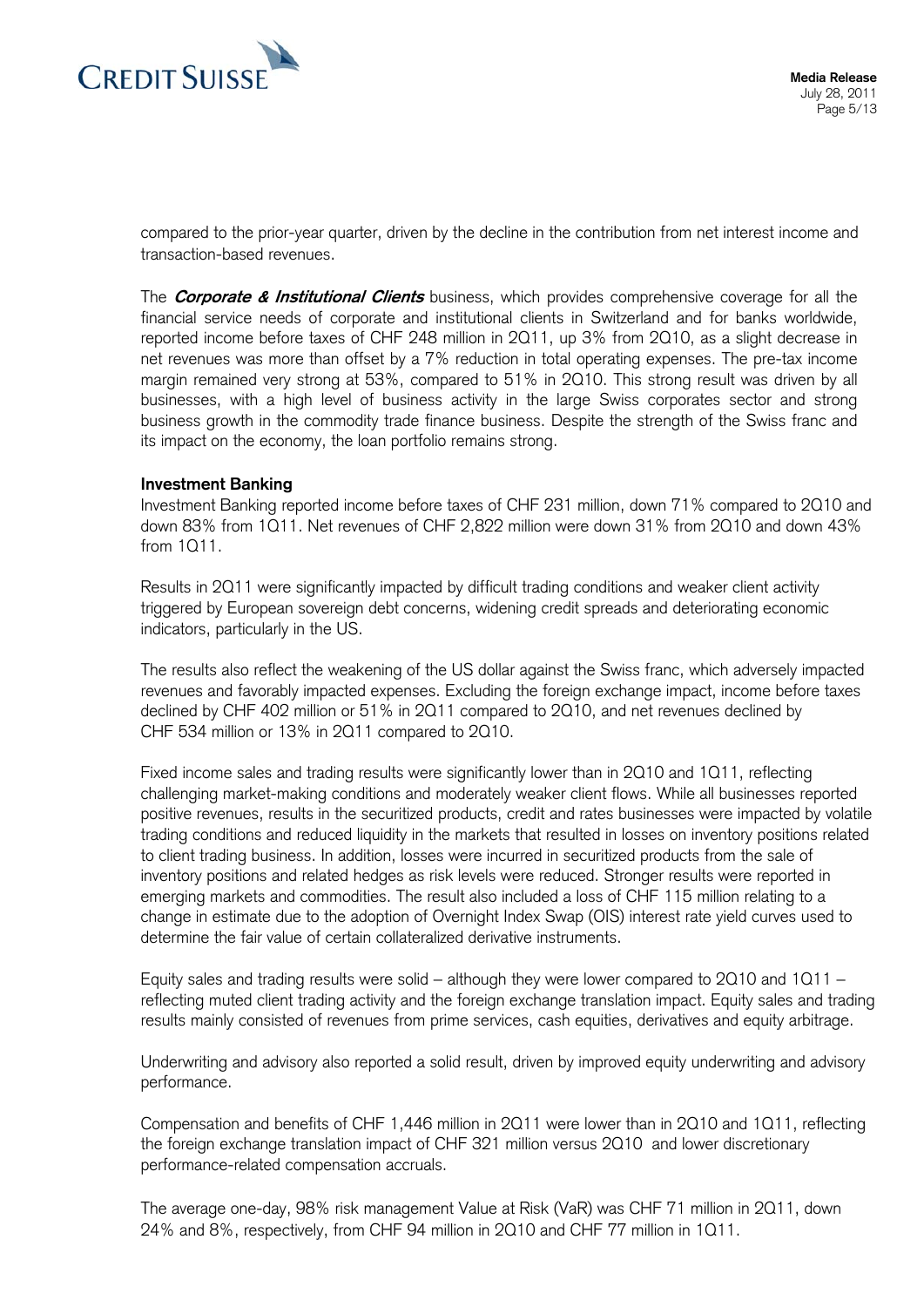compared to the prior-year quarter, driven by the decline in the contribution from net interest income and transaction-based revenues.

The ***Corporate & Institutional Clients*** business, which provides comprehensive coverage for all the financial service needs of corporate and institutional clients in Switzerland and for banks worldwide, reported income before taxes of CHF 248 million in 2Q11, up 3% from 2Q10, as a slight decrease in net revenues was more than offset by a 7% reduction in total operating expenses. The pre-tax income margin remained very strong at 53%, compared to 51% in 2Q10. This strong result was driven by all businesses, with a high level of business activity in the large Swiss corporates sector and strong business growth in the commodity trade finance business. Despite the strength of the Swiss franc and its impact on the economy, the loan portfolio remains strong.

**Investment Banking**

Investment Banking reported income before taxes of CHF 231 million, down 71% compared to 2Q10 and down 83% from 1Q11. Net revenues of CHF 2,822 million were down 31% from 2Q10 and down 43% from 1Q11.

Results in 2Q11 were significantly impacted by difficult trading conditions and weaker client activity triggered by European sovereign debt concerns, widening credit spreads and deteriorating economic indicators, particularly in the US.

The results also reflect the weakening of the US dollar against the Swiss franc, which adversely impacted revenues and favorably impacted expenses. Excluding the foreign exchange impact, income before taxes declined by CHF 402 million or 51% in 2Q11 compared to 2Q10, and net revenues declined by CHF 534 million or 13% in 2Q11 compared to 2Q10.

Fixed income sales and trading results were significantly lower than in 2Q10 and 1Q11, reflecting challenging market-making conditions and moderately weaker client flows. While all businesses reported positive revenues, results in the securitized products, credit and rates businesses were impacted by volatile trading conditions and reduced liquidity in the markets that resulted in losses on inventory positions related to client trading business. In addition, losses were incurred in securitized products from the sale of inventory positions and related hedges as risk levels were reduced. Stronger results were reported in emerging markets and commodities. The result also included a loss of CHF 115 million relating to a change in estimate due to the adoption of Overnight Index Swap (OIS) interest rate yield curves used to determine the fair value of certain collateralized derivative instruments.

Equity sales and trading results were solid – although they were lower compared to 2Q10 and 1Q11 – reflecting muted client trading activity and the foreign exchange translation impact. Equity sales and trading results mainly consisted of revenues from prime services, cash equities, derivatives and equity arbitrage.

Underwriting and advisory also reported a solid result, driven by improved equity underwriting and advisory performance.

Compensation and benefits of CHF 1,446 million in 2Q11 were lower than in 2Q10 and 1Q11, reflecting the foreign exchange translation impact of CHF 321 million versus 2Q10 and lower discretionary performance-related compensation accruals.

The average one-day, 98% risk management Value at Risk (VaR) was CHF 71 million in 2Q11, down 24% and 8%, respectively, from CHF 94 million in 2Q10 and CHF 77 million in 1Q11.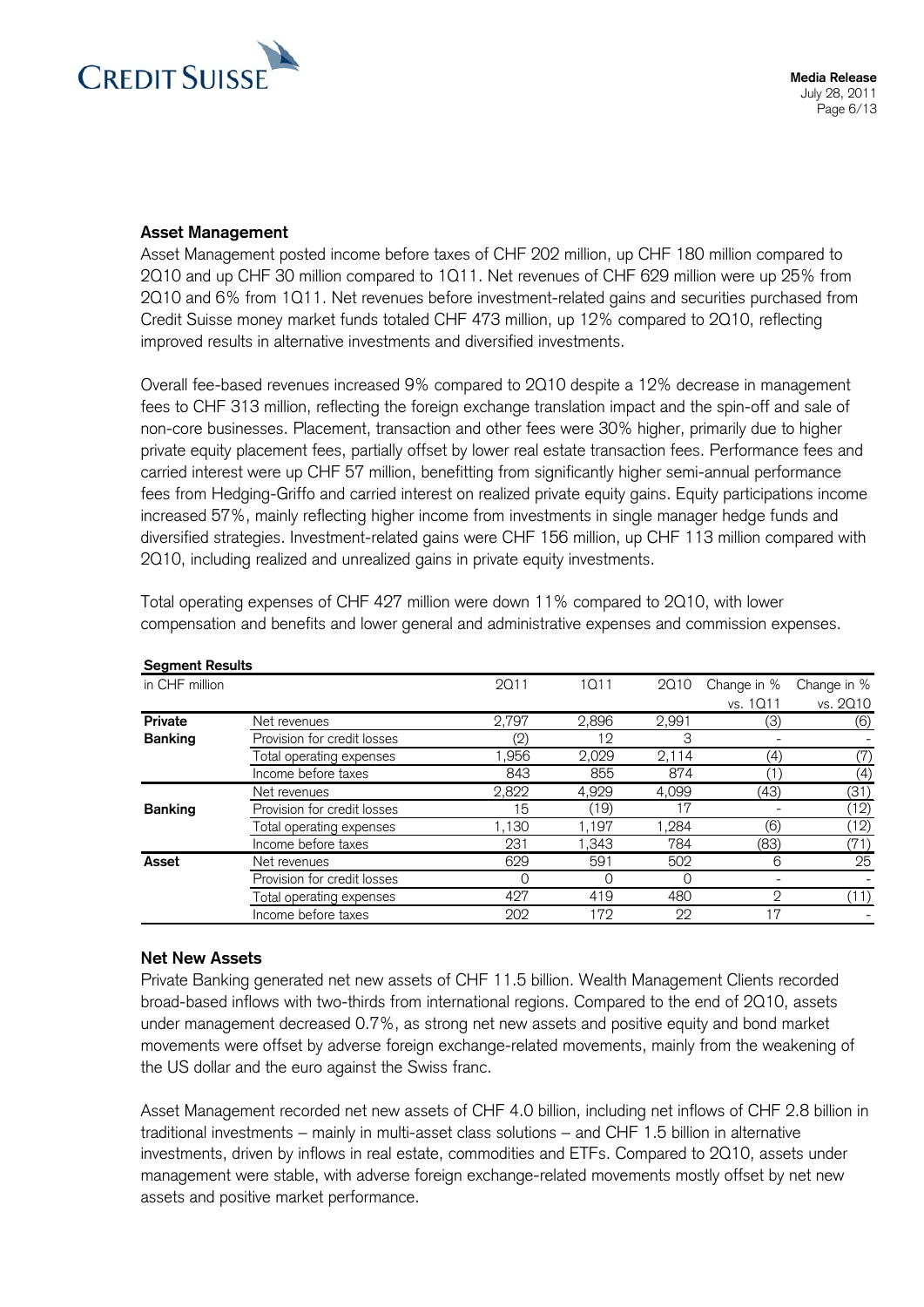### Asset Management

Asset Management posted income before taxes of CHF 202 million, up CHF 180 million compared to 2Q10 and up CHF 30 million compared to 1Q11. Net revenues of CHF 629 million were up 25% from 2Q10 and 6% from 1Q11. Net revenues before investment-related gains and securities purchased from Credit Suisse money market funds totaled CHF 473 million, up 12% compared to 2Q10, reflecting improved results in alternative investments and diversified investments.

Overall fee-based revenues increased 9% compared to 2Q10 despite a 12% decrease in management fees to CHF 313 million, reflecting the foreign exchange translation impact and the spin-off and sale of non-core businesses. Placement, transaction and other fees were 30% higher, primarily due to higher private equity placement fees, partially offset by lower real estate transaction fees. Performance fees and carried interest were up CHF 57 million, benefitting from significantly higher semi-annual performance fees from Hedging-Griffo and carried interest on realized private equity gains. Equity participations income increased 57%, mainly reflecting higher income from investments in single manager hedge funds and diversified strategies. Investment-related gains were CHF 156 million, up CHF 113 million compared with 2Q10, including realized and unrealized gains in private equity investments.

Total operating expenses of CHF 427 million were down 11% compared to 2Q10, with lower compensation and benefits and lower general and administrative expenses and commission expenses.

**Segment Results**

| in CHF million | | 2Q11 | 1Q11 | 2Q10 | Change in % vs. 1Q11 | Change in % vs. 2Q10 |
|---|---|---|---|---|---|---|
| **Private Banking** | Net revenues | 2,797 | 2,896 | 2,991 | (3) | (6) |
| | Provision for credit losses | (2) | 12 | 3 | - | - |
| | Total operating expenses | 1,956 | 2,029 | 2,114 | (4) | (7) |
| | Income before taxes | 843 | 855 | 874 | (1) | (4) |
| **Banking** | Net revenues | 2,822 | 4,929 | 4,099 | (43) | (31) |
| | Provision for credit losses | 15 | (19) | 17 | - | (12) |
| | Total operating expenses | 1,130 | 1,197 | 1,284 | (6) | (12) |
| | Income before taxes | 231 | 1,343 | 784 | (83) | (71) |
| **Asset** | Net revenues | 629 | 591 | 502 | 6 | 25 |
| | Provision for credit losses | 0 | 0 | 0 | - | - |
| | Total operating expenses | 427 | 419 | 480 | 2 | (11) |
| | Income before taxes | 202 | 172 | 22 | 17 | - |

### Net New Assets

Private Banking generated net new assets of CHF 11.5 billion. Wealth Management Clients recorded broad-based inflows with two-thirds from international regions. Compared to the end of 2Q10, assets under management decreased 0.7%, as strong net new assets and positive equity and bond market movements were offset by adverse foreign exchange-related movements, mainly from the weakening of the US dollar and the euro against the Swiss franc.

Asset Management recorded net new assets of CHF 4.0 billion, including net inflows of CHF 2.8 billion in traditional investments – mainly in multi-asset class solutions – and CHF 1.5 billion in alternative investments, driven by inflows in real estate, commodities and ETFs. Compared to 2Q10, assets under management were stable, with adverse foreign exchange-related movements mostly offset by net new assets and positive market performance.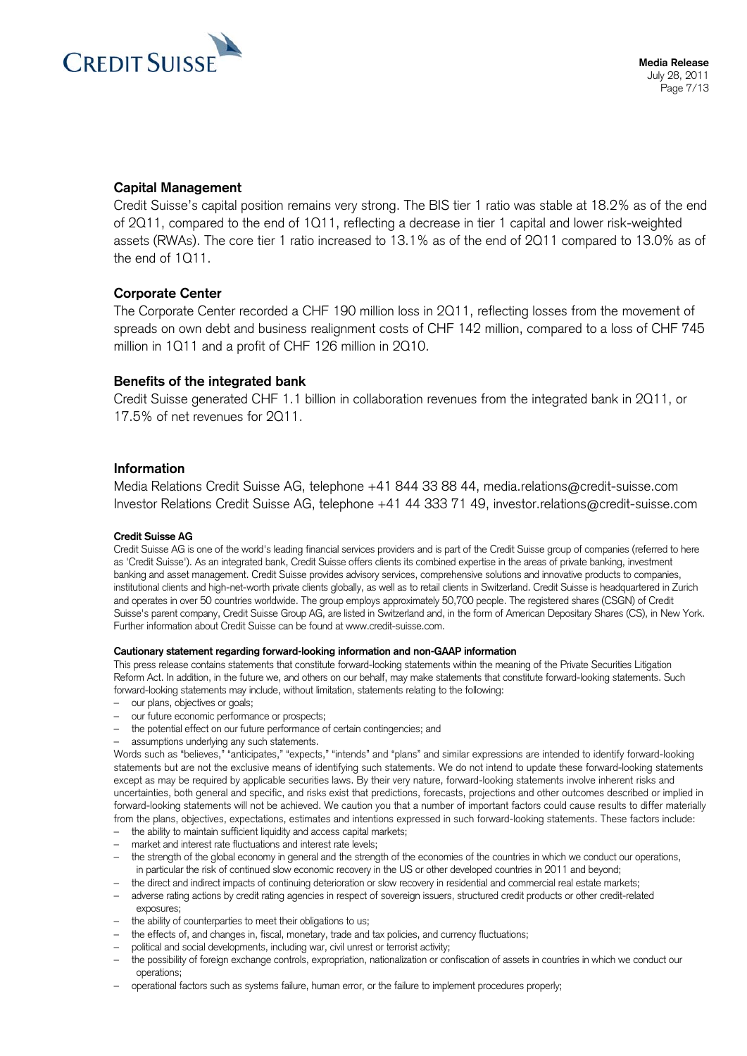## Capital Management

Credit Suisse's capital position remains very strong. The BIS tier 1 ratio was stable at 18.2% as of the end of 2Q11, compared to the end of 1Q11, reflecting a decrease in tier 1 capital and lower risk-weighted assets (RWAs). The core tier 1 ratio increased to 13.1% as of the end of 2Q11 compared to 13.0% as of the end of 1Q11.

## Corporate Center

The Corporate Center recorded a CHF 190 million loss in 2Q11, reflecting losses from the movement of spreads on own debt and business realignment costs of CHF 142 million, compared to a loss of CHF 745 million in 1Q11 and a profit of CHF 126 million in 2Q10.

## Benefits of the integrated bank

Credit Suisse generated CHF 1.1 billion in collaboration revenues from the integrated bank in 2Q11, or 17.5% of net revenues for 2Q11.

## Information

Media Relations Credit Suisse AG, telephone +41 844 33 88 44, media.relations@credit-suisse.com
Investor Relations Credit Suisse AG, telephone +41 44 333 71 49, investor.relations@credit-suisse.com

**Credit Suisse AG**

Credit Suisse AG is one of the world's leading financial services providers and is part of the Credit Suisse group of companies (referred to here as 'Credit Suisse'). As an integrated bank, Credit Suisse offers clients its combined expertise in the areas of private banking, investment banking and asset management. Credit Suisse provides advisory services, comprehensive solutions and innovative products to companies, institutional clients and high-net-worth private clients globally, as well as to retail clients in Switzerland. Credit Suisse is headquartered in Zurich and operates in over 50 countries worldwide. The group employs approximately 50,700 people. The registered shares (CSGN) of Credit Suisse's parent company, Credit Suisse Group AG, are listed in Switzerland and, in the form of American Depositary Shares (CS), in New York. Further information about Credit Suisse can be found at www.credit-suisse.com.

**Cautionary statement regarding forward-looking information and non-GAAP information**

This press release contains statements that constitute forward-looking statements within the meaning of the Private Securities Litigation Reform Act. In addition, in the future we, and others on our behalf, may make statements that constitute forward-looking statements. Such forward-looking statements may include, without limitation, statements relating to the following:

- our plans, objectives or goals;
- our future economic performance or prospects;
- the potential effect on our future performance of certain contingencies; and
- assumptions underlying any such statements.

Words such as "believes," "anticipates," "expects," "intends" and "plans" and similar expressions are intended to identify forward-looking statements but are not the exclusive means of identifying such statements. We do not intend to update these forward-looking statements except as may be required by applicable securities laws. By their very nature, forward-looking statements involve inherent risks and uncertainties, both general and specific, and risks exist that predictions, forecasts, projections and other outcomes described or implied in forward-looking statements will not be achieved. We caution you that a number of important factors could cause results to differ materially from the plans, objectives, expectations, estimates and intentions expressed in such forward-looking statements. These factors include:

- the ability to maintain sufficient liquidity and access capital markets;
- market and interest rate fluctuations and interest rate levels;
- the strength of the global economy in general and the strength of the economies of the countries in which we conduct our operations, in particular the risk of continued slow economic recovery in the US or other developed countries in 2011 and beyond;
- the direct and indirect impacts of continuing deterioration or slow recovery in residential and commercial real estate markets;
- adverse rating actions by credit rating agencies in respect of sovereign issuers, structured credit products or other credit-related exposures;
- the ability of counterparties to meet their obligations to us;
- the effects of, and changes in, fiscal, monetary, trade and tax policies, and currency fluctuations;
- political and social developments, including war, civil unrest or terrorist activity;
- the possibility of foreign exchange controls, expropriation, nationalization or confiscation of assets in countries in which we conduct our operations;
- operational factors such as systems failure, human error, or the failure to implement procedures properly;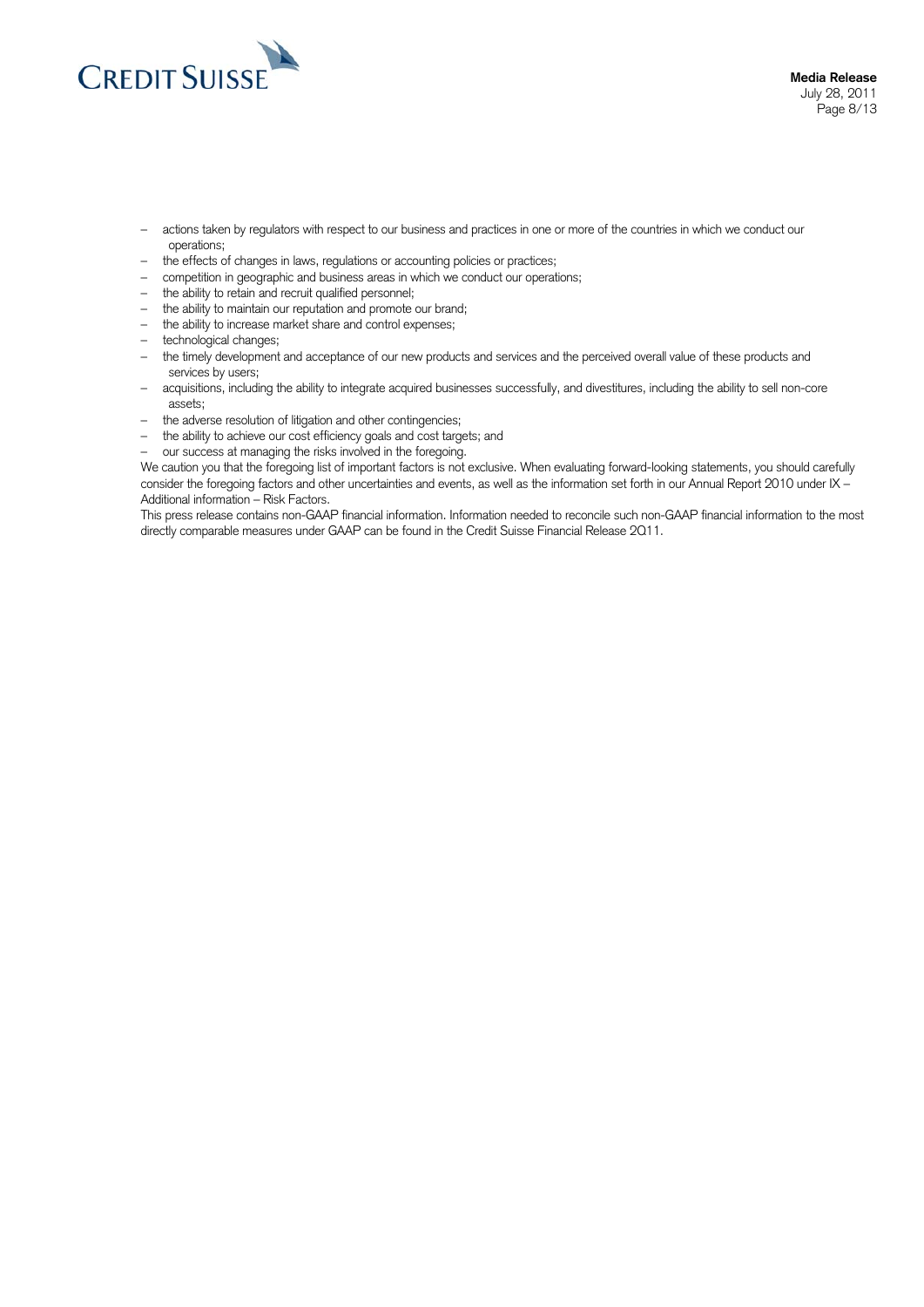- actions taken by regulators with respect to our business and practices in one or more of the countries in which we conduct our operations;
- the effects of changes in laws, regulations or accounting policies or practices;
- competition in geographic and business areas in which we conduct our operations;
- the ability to retain and recruit qualified personnel;
- the ability to maintain our reputation and promote our brand;
- the ability to increase market share and control expenses;
- technological changes;
- the timely development and acceptance of our new products and services and the perceived overall value of these products and services by users;
- acquisitions, including the ability to integrate acquired businesses successfully, and divestitures, including the ability to sell non-core assets;
- the adverse resolution of litigation and other contingencies;
- the ability to achieve our cost efficiency goals and cost targets; and
- our success at managing the risks involved in the foregoing.

We caution you that the foregoing list of important factors is not exclusive. When evaluating forward-looking statements, you should carefully consider the foregoing factors and other uncertainties and events, as well as the information set forth in our Annual Report 2010 under IX – Additional information – Risk Factors.

This press release contains non-GAAP financial information. Information needed to reconcile such non-GAAP financial information to the most directly comparable measures under GAAP can be found in the Credit Suisse Financial Release 2Q11.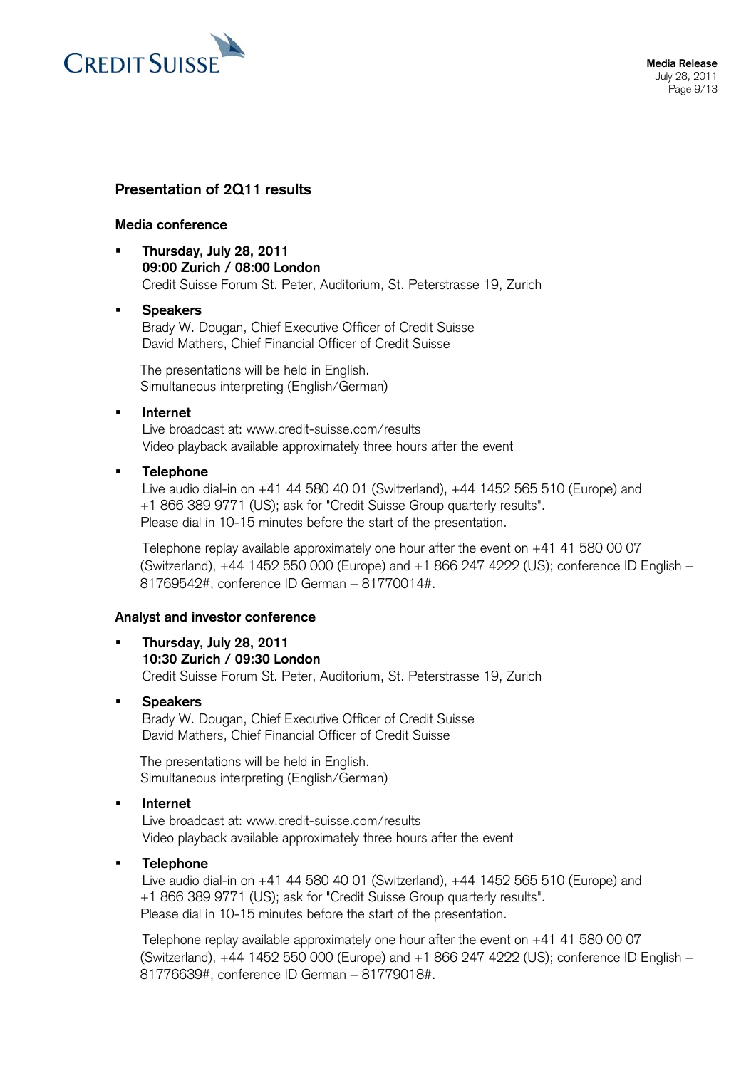## Presentation of 2Q11 results

### Media conference

- **Thursday, July 28, 2011**
  **09:00 Zurich / 08:00 London**
  Credit Suisse Forum St. Peter, Auditorium, St. Peterstrasse 19, Zurich
- **Speakers**
  Brady W. Dougan, Chief Executive Officer of Credit Suisse
  David Mathers, Chief Financial Officer of Credit Suisse

  The presentations will be held in English.
  Simultaneous interpreting (English/German)
- **Internet**
  Live broadcast at: www.credit-suisse.com/results
  Video playback available approximately three hours after the event
- **Telephone**
  Live audio dial-in on +41 44 580 40 01 (Switzerland), +44 1452 565 510 (Europe) and +1 866 389 9771 (US); ask for "Credit Suisse Group quarterly results".
  Please dial in 10-15 minutes before the start of the presentation.

  Telephone replay available approximately one hour after the event on +41 41 580 00 07 (Switzerland), +44 1452 550 000 (Europe) and +1 866 247 4222 (US); conference ID English – 81769542#, conference ID German – 81770014#.

### Analyst and investor conference

- **Thursday, July 28, 2011**
  **10:30 Zurich / 09:30 London**
  Credit Suisse Forum St. Peter, Auditorium, St. Peterstrasse 19, Zurich
- **Speakers**
  Brady W. Dougan, Chief Executive Officer of Credit Suisse
  David Mathers, Chief Financial Officer of Credit Suisse

  The presentations will be held in English.
  Simultaneous interpreting (English/German)
- **Internet**
  Live broadcast at: www.credit-suisse.com/results
  Video playback available approximately three hours after the event
- **Telephone**
  Live audio dial-in on +41 44 580 40 01 (Switzerland), +44 1452 565 510 (Europe) and +1 866 389 9771 (US); ask for "Credit Suisse Group quarterly results".
  Please dial in 10-15 minutes before the start of the presentation.

  Telephone replay available approximately one hour after the event on +41 41 580 00 07 (Switzerland), +44 1452 550 000 (Europe) and +1 866 247 4222 (US); conference ID English – 81776639#, conference ID German – 81779018#.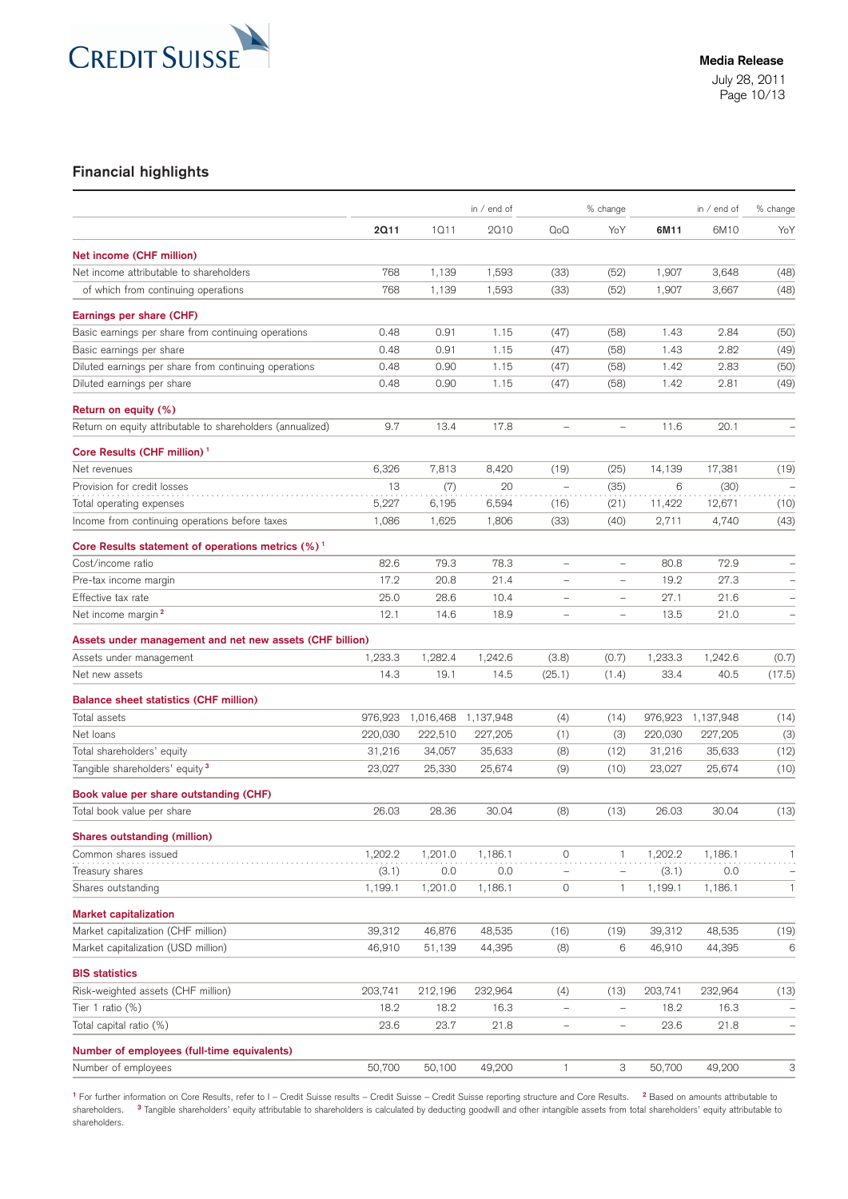## Financial highlights

| | in / end of | | | % change | | in / end of | | % change |
|---|---|---|---|---|---|---|---|---|
| | **2Q11** | 1Q11 | 2Q10 | QoQ | YoY | **6M11** | 6M10 | YoY |
| **Net income (CHF million)** | | | | | | | | |
| Net income attributable to shareholders | 768 | 1,139 | 1,593 | (33) | (52) | 1,907 | 3,648 | (48) |
| of which from continuing operations | 768 | 1,139 | 1,593 | (33) | (52) | 1,907 | 3,667 | (48) |
| **Earnings per share (CHF)** | | | | | | | | |
| Basic earnings per share from continuing operations | 0.48 | 0.91 | 1.15 | (47) | (58) | 1.43 | 2.84 | (50) |
| Basic earnings per share | 0.48 | 0.91 | 1.15 | (47) | (58) | 1.43 | 2.82 | (49) |
| Diluted earnings per share from continuing operations | 0.48 | 0.90 | 1.15 | (47) | (58) | 1.42 | 2.83 | (50) |
| Diluted earnings per share | 0.48 | 0.90 | 1.15 | (47) | (58) | 1.42 | 2.81 | (49) |
| **Return on equity (%)** | | | | | | | | |
| Return on equity attributable to shareholders (annualized) | 9.7 | 13.4 | 17.8 | – | – | 11.6 | 20.1 | – |
| **Core Results (CHF million)** [1] | | | | | | | | |
| Net revenues | 6,326 | 7,813 | 8,420 | (19) | (25) | 14,139 | 17,381 | (19) |
| Provision for credit losses | 13 | (7) | 20 | – | (35) | 6 | (30) | – |
| Total operating expenses | 5,227 | 6,195 | 6,594 | (16) | (21) | 11,422 | 12,671 | (10) |
| Income from continuing operations before taxes | 1,086 | 1,625 | 1,806 | (33) | (40) | 2,711 | 4,740 | (43) |
| **Core Results statement of operations metrics (%)** [1] | | | | | | | | |
| Cost/income ratio | 82.6 | 79.3 | 78.3 | – | – | 80.8 | 72.9 | – |
| Pre-tax income margin | 17.2 | 20.8 | 21.4 | – | – | 19.2 | 27.3 | – |
| Effective tax rate | 25.0 | 28.6 | 10.4 | – | – | 27.1 | 21.6 | – |
| Net income margin [2] | 12.1 | 14.6 | 18.9 | – | – | 13.5 | 21.0 | – |
| **Assets under management and net new assets (CHF billion)** | | | | | | | | |
| Assets under management | 1,233.3 | 1,282.4 | 1,242.6 | (3.8) | (0.7) | 1,233.3 | 1,242.6 | (0.7) |
| Net new assets | 14.3 | 19.1 | 14.5 | (25.1) | (1.4) | 33.4 | 40.5 | (17.5) |
| **Balance sheet statistics (CHF million)** | | | | | | | | |
| Total assets | 976,923 | 1,016,468 | 1,137,948 | (4) | (14) | 976,923 | 1,137,948 | (14) |
| Net loans | 220,030 | 222,510 | 227,205 | (1) | (3) | 220,030 | 227,205 | (3) |
| Total shareholders' equity | 31,216 | 34,057 | 35,633 | (8) | (12) | 31,216 | 35,633 | (12) |
| Tangible shareholders' equity [3] | 23,027 | 25,330 | 25,674 | (9) | (10) | 23,027 | 25,674 | (10) |
| **Book value per share outstanding (CHF)** | | | | | | | | |
| Total book value per share | 26.03 | 28.36 | 30.04 | (8) | (13) | 26.03 | 30.04 | (13) |
| **Shares outstanding (million)** | | | | | | | | |
| Common shares issued | 1,202.2 | 1,201.0 | 1,186.1 | 0 | 1 | 1,202.2 | 1,186.1 | 1 |
| Treasury shares | (3.1) | 0.0 | 0.0 | – | – | (3.1) | 0.0 | – |
| Shares outstanding | 1,199.1 | 1,201.0 | 1,186.1 | 0 | 1 | 1,199.1 | 1,186.1 | 1 |
| **Market capitalization** | | | | | | | | |
| Market capitalization (CHF million) | 39,312 | 46,876 | 48,535 | (16) | (19) | 39,312 | 48,535 | (19) |
| Market capitalization (USD million) | 46,910 | 51,139 | 44,395 | (8) | 6 | 46,910 | 44,395 | 6 |
| **BIS statistics** | | | | | | | | |
| Risk-weighted assets (CHF million) | 203,741 | 212,196 | 232,964 | (4) | (13) | 203,741 | 232,964 | (13) |
| Tier 1 ratio (%) | 18.2 | 18.2 | 16.3 | – | – | 18.2 | 16.3 | – |
| Total capital ratio (%) | 23.6 | 23.7 | 21.8 | – | – | 23.6 | 21.8 | – |
| **Number of employees (full-time equivalents)** | | | | | | | | |
| Number of employees | 50,700 | 50,100 | 49,200 | 1 | 3 | 50,700 | 49,200 | 3 |

[1] For further information on Core Results, refer to I – Credit Suisse results – Credit Suisse – Credit Suisse reporting structure and Core Results. [2] Based on amounts attributable to shareholders. [3] Tangible shareholders' equity attributable to shareholders is calculated by deducting goodwill and other intangible assets from total shareholders' equity attributable to shareholders.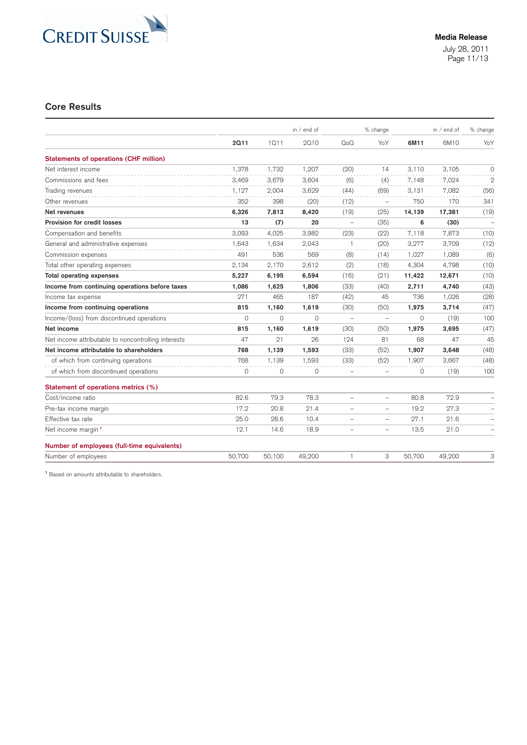## Core Results

| | in / end of | | | % change | | in / end of | | % change |
|---|---|---|---|---|---|---|---|---|
| | **2Q11** | 1Q11 | 2Q10 | QoQ | YoY | **6M11** | 6M10 | YoY |
| **Statements of operations (CHF million)** | | | | | | | | |
| Net interest income | 1,378 | 1,732 | 1,207 | (20) | 14 | 3,110 | 3,105 | 0 |
| Commissions and fees | 3,469 | 3,679 | 3,604 | (6) | (4) | 7,148 | 7,024 | 2 |
| Trading revenues | 1,127 | 2,004 | 3,629 | (44) | (69) | 3,131 | 7,082 | (56) |
| Other revenues | 352 | 398 | (20) | (12) | – | 750 | 170 | 341 |
| **Net revenues** | **6,326** | **7,813** | **8,420** | (19) | (25) | **14,139** | **17,381** | (19) |
| **Provision for credit losses** | **13** | **(7)** | **20** | – | (35) | **6** | **(30)** | – |
| Compensation and benefits | 3,093 | 4,025 | 3,982 | (23) | (22) | 7,118 | 7,873 | (10) |
| General and administrative expenses | 1,643 | 1,634 | 2,043 | 1 | (20) | 3,277 | 3,709 | (12) |
| Commission expenses | 491 | 536 | 569 | (8) | (14) | 1,027 | 1,089 | (6) |
| Total other operating expenses | 2,134 | 2,170 | 2,612 | (2) | (18) | 4,304 | 4,798 | (10) |
| **Total operating expenses** | **5,227** | **6,195** | **6,594** | (16) | (21) | **11,422** | **12,671** | (10) |
| **Income from continuing operations before taxes** | **1,086** | **1,625** | **1,806** | (33) | (40) | **2,711** | **4,740** | (43) |
| Income tax expense | 271 | 465 | 187 | (42) | 45 | 736 | 1,026 | (28) |
| **Income from continuing operations** | **815** | **1,160** | **1,619** | (30) | (50) | **1,975** | **3,714** | (47) |
| Income/(loss) from discontinued operations | 0 | 0 | 0 | – | – | 0 | (19) | 100 |
| **Net income** | **815** | **1,160** | **1,619** | (30) | (50) | **1,975** | **3,695** | (47) |
| Net income attributable to noncontrolling interests | 47 | 21 | 26 | 124 | 81 | 68 | 47 | 45 |
| **Net income attributable to shareholders** | **768** | **1,139** | **1,593** | (33) | (52) | **1,907** | **3,648** | (48) |
| of which from continuing operations | 768 | 1,139 | 1,593 | (33) | (52) | 1,907 | 3,667 | (48) |
| of which from discontinued operations | 0 | 0 | 0 | – | – | 0 | (19) | 100 |
| **Statement of operations metrics (%)** | | | | | | | | |
| Cost/income ratio | 82.6 | 79.3 | 78.3 | – | – | 80.8 | 72.9 | – |
| Pre-tax income margin | 17.2 | 20.8 | 21.4 | – | – | 19.2 | 27.3 | – |
| Effective tax rate | 25.0 | 28.6 | 10.4 | – | – | 27.1 | 21.6 | – |
| Net income margin [1] | 12.1 | 14.6 | 18.9 | – | – | 13.5 | 21.0 | – |
| **Number of employees (full-time equivalents)** | | | | | | | | |
| Number of employees | 50,700 | 50,100 | 49,200 | 1 | 3 | 50,700 | 49,200 | 3 |

[1] Based on amounts attributable to shareholders.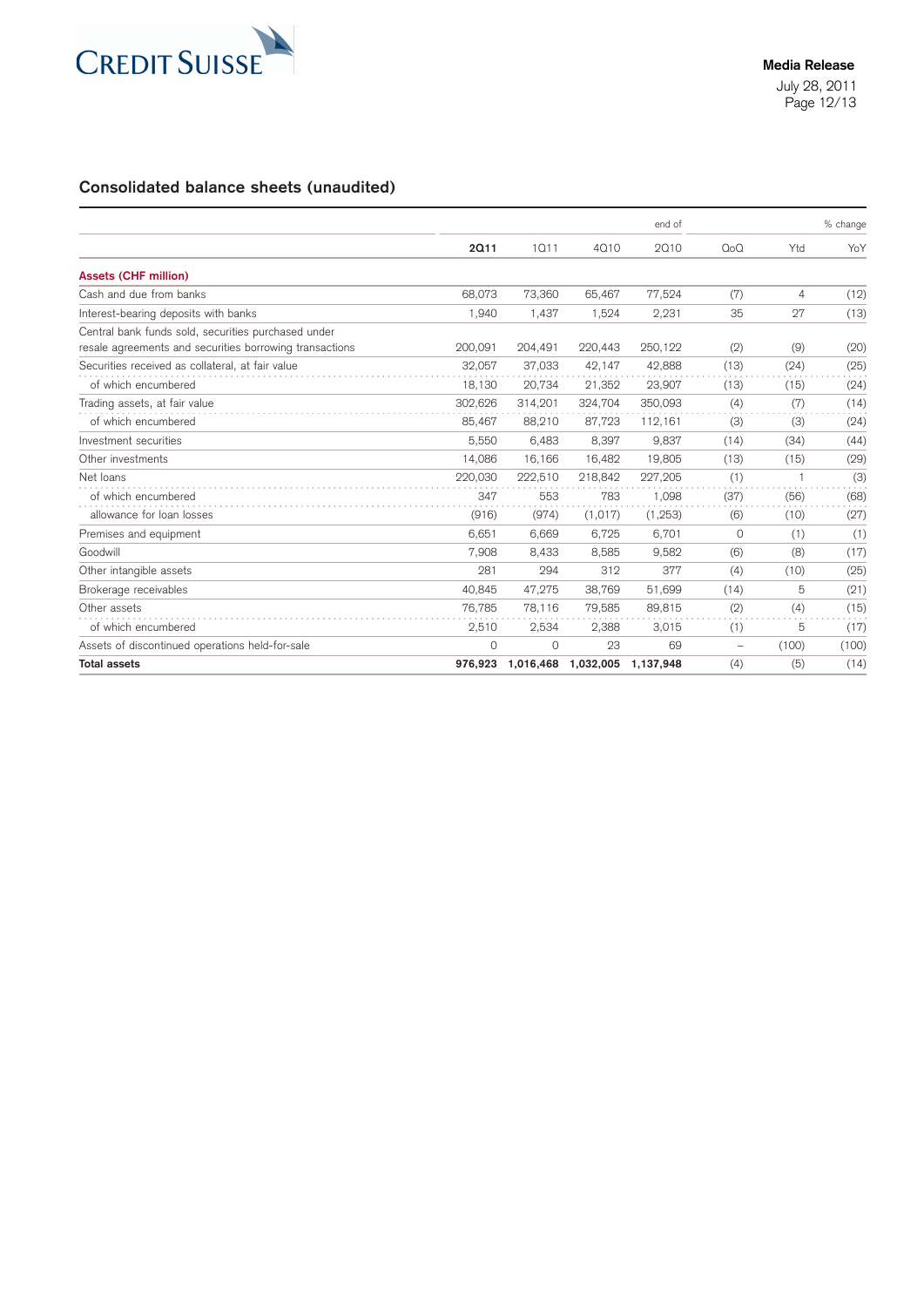## Consolidated balance sheets (unaudited)

| | end of | | | | % change | | |
|---|---|---|---|---|---|---|---|
| | 2Q11 | 1Q11 | 4Q10 | 2Q10 | QoQ | Ytd | YoY |
| **Assets (CHF million)** | | | | | | | |
| Cash and due from banks | 68,073 | 73,360 | 65,467 | 77,524 | (7) | 4 | (12) |
| Interest-bearing deposits with banks | 1,940 | 1,437 | 1,524 | 2,231 | 35 | 27 | (13) |
| Central bank funds sold, securities purchased under resale agreements and securities borrowing transactions | 200,091 | 204,491 | 220,443 | 250,122 | (2) | (9) | (20) |
| Securities received as collateral, at fair value | 32,057 | 37,033 | 42,147 | 42,888 | (13) | (24) | (25) |
| of which encumbered | 18,130 | 20,734 | 21,352 | 23,907 | (13) | (15) | (24) |
| Trading assets, at fair value | 302,626 | 314,201 | 324,704 | 350,093 | (4) | (7) | (14) |
| of which encumbered | 85,467 | 88,210 | 87,723 | 112,161 | (3) | (3) | (24) |
| Investment securities | 5,550 | 6,483 | 8,397 | 9,837 | (14) | (34) | (44) |
| Other investments | 14,086 | 16,166 | 16,482 | 19,805 | (13) | (15) | (29) |
| Net loans | 220,030 | 222,510 | 218,842 | 227,205 | (1) | 1 | (3) |
| of which encumbered | 347 | 553 | 783 | 1,098 | (37) | (56) | (68) |
| allowance for loan losses | (916) | (974) | (1,017) | (1,253) | (6) | (10) | (27) |
| Premises and equipment | 6,651 | 6,669 | 6,725 | 6,701 | 0 | (1) | (1) |
| Goodwill | 7,908 | 8,433 | 8,585 | 9,582 | (6) | (8) | (17) |
| Other intangible assets | 281 | 294 | 312 | 377 | (4) | (10) | (25) |
| Brokerage receivables | 40,845 | 47,275 | 38,769 | 51,699 | (14) | 5 | (21) |
| Other assets | 76,785 | 78,116 | 79,585 | 89,815 | (2) | (4) | (15) |
| of which encumbered | 2,510 | 2,534 | 2,388 | 3,015 | (1) | 5 | (17) |
| Assets of discontinued operations held-for-sale | 0 | 0 | 23 | 69 | – | (100) | (100) |
| **Total assets** | **976,923** | **1,016,468** | **1,032,005** | **1,137,948** | (4) | (5) | (14) |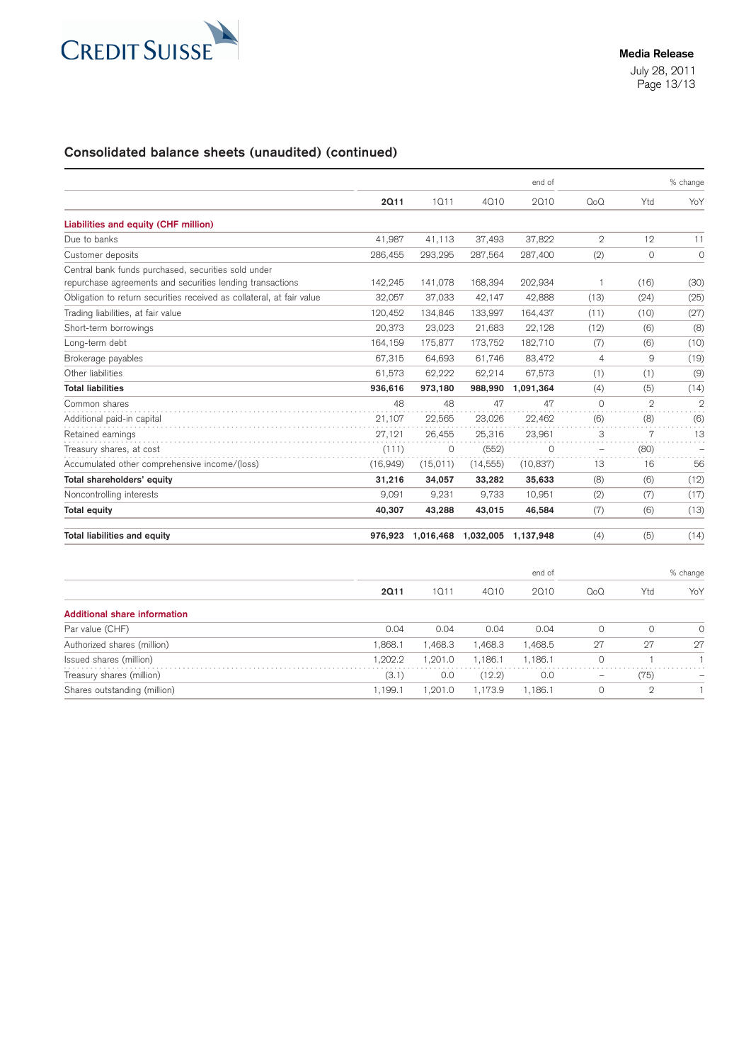## Consolidated balance sheets (unaudited) (continued)

| | end of | | | | % change | | |
|---|---|---|---|---|---|---|---|
| | 2Q11 | 1Q11 | 4Q10 | 2Q10 | QoQ | Ytd | YoY |
| **Liabilities and equity (CHF million)** | | | | | | | |
| Due to banks | 41,987 | 41,113 | 37,493 | 37,822 | 2 | 12 | 11 |
| Customer deposits | 286,455 | 293,295 | 287,564 | 287,400 | (2) | 0 | 0 |
| Central bank funds purchased, securities sold under repurchase agreements and securities lending transactions | 142,245 | 141,078 | 168,394 | 202,934 | 1 | (16) | (30) |
| Obligation to return securities received as collateral, at fair value | 32,057 | 37,033 | 42,147 | 42,888 | (13) | (24) | (25) |
| Trading liabilities, at fair value | 120,452 | 134,846 | 133,997 | 164,437 | (11) | (10) | (27) |
| Short-term borrowings | 20,373 | 23,023 | 21,683 | 22,128 | (12) | (6) | (8) |
| Long-term debt | 164,159 | 175,877 | 173,752 | 182,710 | (7) | (6) | (10) |
| Brokerage payables | 67,315 | 64,693 | 61,746 | 83,472 | 4 | 9 | (19) |
| Other liabilities | 61,573 | 62,222 | 62,214 | 67,573 | (1) | (1) | (9) |
| **Total liabilities** | **936,616** | **973,180** | **988,990** | **1,091,364** | (4) | (5) | (14) |
| Common shares | 48 | 48 | 47 | 47 | 0 | 2 | 2 |
| Additional paid-in capital | 21,107 | 22,565 | 23,026 | 22,462 | (6) | (8) | (6) |
| Retained earnings | 27,121 | 26,455 | 25,316 | 23,961 | 3 | 7 | 13 |
| Treasury shares, at cost | (111) | 0 | (552) | 0 | – | (80) | – |
| Accumulated other comprehensive income/(loss) | (16,949) | (15,011) | (14,555) | (10,837) | 13 | 16 | 56 |
| **Total shareholders' equity** | **31,216** | **34,057** | **33,282** | **35,633** | (8) | (6) | (12) |
| Noncontrolling interests | 9,091 | 9,231 | 9,733 | 10,951 | (2) | (7) | (17) |
| **Total equity** | **40,307** | **43,288** | **43,015** | **46,584** | (7) | (6) | (13) |
| **Total liabilities and equity** | **976,923** | **1,016,468** | **1,032,005** | **1,137,948** | (4) | (5) | (14) |

| | end of | | | | % change | | |
|---|---|---|---|---|---|---|---|
| | 2Q11 | 1Q11 | 4Q10 | 2Q10 | QoQ | Ytd | YoY |
| **Additional share information** | | | | | | | |
| Par value (CHF) | 0.04 | 0.04 | 0.04 | 0.04 | 0 | 0 | 0 |
| Authorized shares (million) | 1,868.1 | 1,468.3 | 1,468.3 | 1,468.5 | 27 | 27 | 27 |
| Issued shares (million) | 1,202.2 | 1,201.0 | 1,186.1 | 1,186.1 | 0 | 1 | 1 |
| Treasury shares (million) | (3.1) | 0.0 | (12.2) | 0.0 | – | (75) | – |
| Shares outstanding (million) | 1,199.1 | 1,201.0 | 1,173.9 | 1,186.1 | 0 | 2 | 1 |